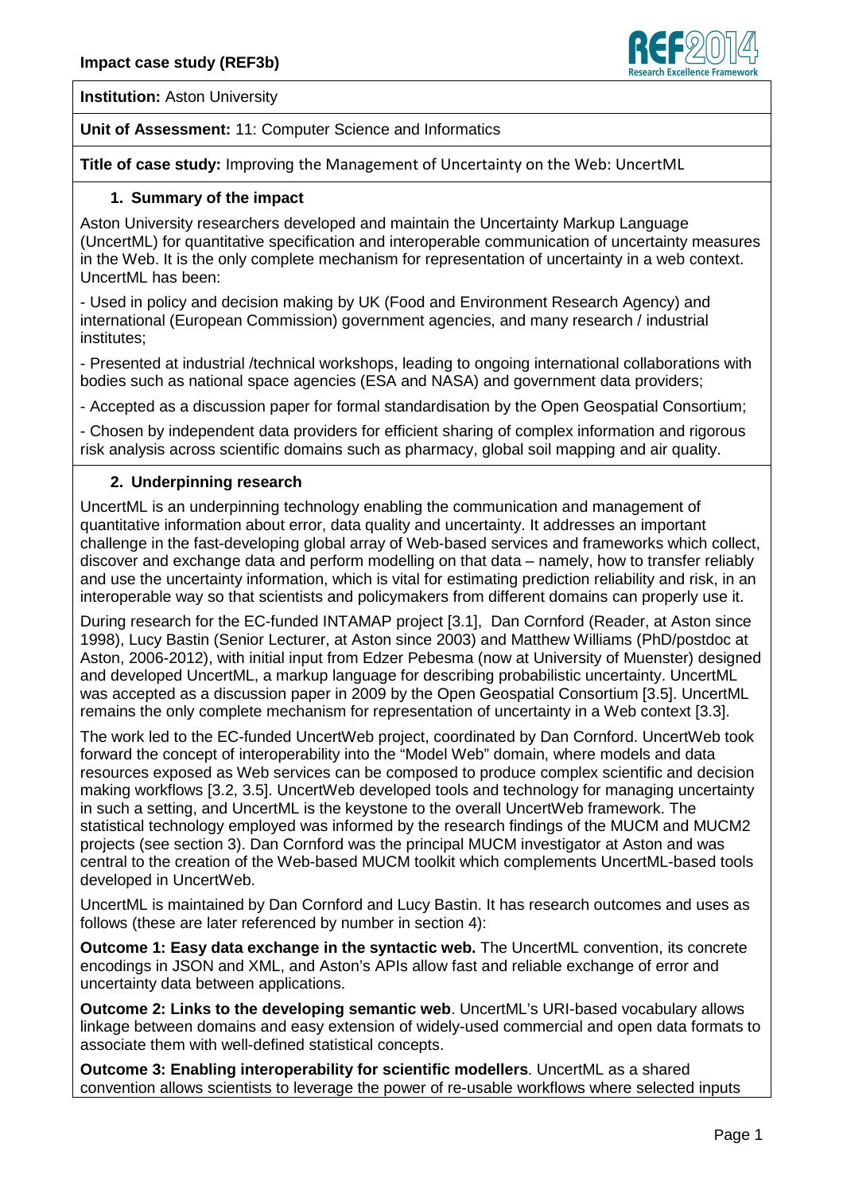**Impact case study (REF3b)**

**Institution:** Aston University

**Unit of Assessment:** 11: Computer Science and Informatics

**Title of case study:** Improving the Management of Uncertainty on the Web: UncertML

## 1. Summary of the impact

Aston University researchers developed and maintain the Uncertainty Markup Language (UncertML) for quantitative specification and interoperable communication of uncertainty measures in the Web. It is the only complete mechanism for representation of uncertainty in a web context. UncertML has been:

- Used in policy and decision making by UK (Food and Environment Research Agency) and international (European Commission) government agencies, and many research / industrial institutes;

- Presented at industrial /technical workshops, leading to ongoing international collaborations with bodies such as national space agencies (ESA and NASA) and government data providers;

- Accepted as a discussion paper for formal standardisation by the Open Geospatial Consortium;

- Chosen by independent data providers for efficient sharing of complex information and rigorous risk analysis across scientific domains such as pharmacy, global soil mapping and air quality.

## 2. Underpinning research

UncertML is an underpinning technology enabling the communication and management of quantitative information about error, data quality and uncertainty. It addresses an important challenge in the fast-developing global array of Web-based services and frameworks which collect, discover and exchange data and perform modelling on that data – namely, how to transfer reliably and use the uncertainty information, which is vital for estimating prediction reliability and risk, in an interoperable way so that scientists and policymakers from different domains can properly use it.

During research for the EC-funded INTAMAP project [3.1], Dan Cornford (Reader, at Aston since 1998), Lucy Bastin (Senior Lecturer, at Aston since 2003) and Matthew Williams (PhD/postdoc at Aston, 2006-2012), with initial input from Edzer Pebesma (now at University of Muenster) designed and developed UncertML, a markup language for describing probabilistic uncertainty. UncertML was accepted as a discussion paper in 2009 by the Open Geospatial Consortium [3.5]. UncertML remains the only complete mechanism for representation of uncertainty in a Web context [3.3].

The work led to the EC-funded UncertWeb project, coordinated by Dan Cornford. UncertWeb took forward the concept of interoperability into the "Model Web" domain, where models and data resources exposed as Web services can be composed to produce complex scientific and decision making workflows [3.2, 3.5]. UncertWeb developed tools and technology for managing uncertainty in such a setting, and UncertML is the keystone to the overall UncertWeb framework. The statistical technology employed was informed by the research findings of the MUCM and MUCM2 projects (see section 3). Dan Cornford was the principal MUCM investigator at Aston and was central to the creation of the Web-based MUCM toolkit which complements UncertML-based tools developed in UncertWeb.

UncertML is maintained by Dan Cornford and Lucy Bastin. It has research outcomes and uses as follows (these are later referenced by number in section 4):

**Outcome 1: Easy data exchange in the syntactic web.** The UncertML convention, its concrete encodings in JSON and XML, and Aston's APIs allow fast and reliable exchange of error and uncertainty data between applications.

**Outcome 2: Links to the developing semantic web**. UncertML's URI-based vocabulary allows linkage between domains and easy extension of widely-used commercial and open data formats to associate them with well-defined statistical concepts.

**Outcome 3: Enabling interoperability for scientific modellers**. UncertML as a shared convention allows scientists to leverage the power of re-usable workflows where selected inputs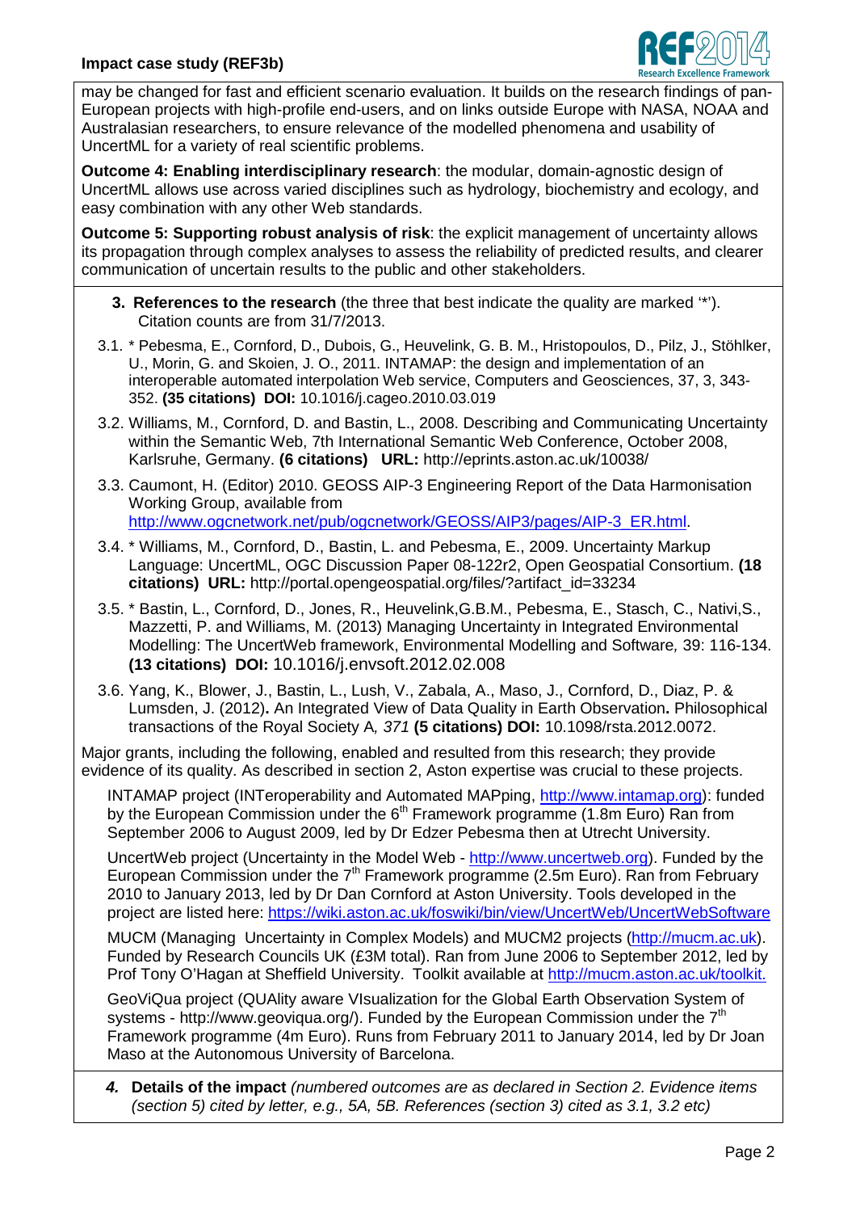may be changed for fast and efficient scenario evaluation. It builds on the research findings of pan-European projects with high-profile end-users, and on links outside Europe with NASA, NOAA and Australasian researchers, to ensure relevance of the modelled phenomena and usability of UncertML for a variety of real scientific problems.

**Outcome 4: Enabling interdisciplinary research**: the modular, domain-agnostic design of UncertML allows use across varied disciplines such as hydrology, biochemistry and ecology, and easy combination with any other Web standards.

**Outcome 5: Supporting robust analysis of risk**: the explicit management of uncertainty allows its propagation through complex analyses to assess the reliability of predicted results, and clearer communication of uncertain results to the public and other stakeholders.

**3. References to the research** (the three that best indicate the quality are marked '*'). Citation counts are from 31/7/2013.

3.1. * Pebesma, E., Cornford, D., Dubois, G., Heuvelink, G. B. M., Hristopoulos, D., Pilz, J., Stöhlker, U., Morin, G. and Skoien, J. O., 2011. INTAMAP: the design and implementation of an interoperable automated interpolation Web service, Computers and Geosciences, 37, 3, 343-352. **(35 citations) DOI:** 10.1016/j.cageo.2010.03.019

3.2. Williams, M., Cornford, D. and Bastin, L., 2008. Describing and Communicating Uncertainty within the Semantic Web, 7th International Semantic Web Conference, October 2008, Karlsruhe, Germany. **(6 citations) URL:** http://eprints.aston.ac.uk/10038/

3.3. Caumont, H. (Editor) 2010. GEOSS AIP-3 Engineering Report of the Data Harmonisation Working Group, available from http://www.ogcnetwork.net/pub/ogcnetwork/GEOSS/AIP3/pages/AIP-3_ER.html.

3.4. * Williams, M., Cornford, D., Bastin, L. and Pebesma, E., 2009. Uncertainty Markup Language: UncertML, OGC Discussion Paper 08-122r2, Open Geospatial Consortium. **(18 citations) URL:** http://portal.opengeospatial.org/files/?artifact_id=33234

3.5. * Bastin, L., Cornford, D., Jones, R., Heuvelink,G.B.M., Pebesma, E., Stasch, C., Nativi,S., Mazzetti, P. and Williams, M. (2013) Managing Uncertainty in Integrated Environmental Modelling: The UncertWeb framework, Environmental Modelling and Software*,* 39: 116-134. **(13 citations) DOI:** 10.1016/j.envsoft.2012.02.008

3.6. Yang, K., Blower, J., Bastin, L., Lush, V., Zabala, A., Maso, J., Cornford, D., Diaz, P. & Lumsden, J. (2012)**.** An Integrated View of Data Quality in Earth Observation**.** Philosophical transactions of the Royal Society A*, 371* **(5 citations) DOI:** 10.1098/rsta.2012.0072.

Major grants, including the following, enabled and resulted from this research; they provide evidence of its quality. As described in section 2, Aston expertise was crucial to these projects.

INTAMAP project (INTeroperability and Automated MAPping, http://www.intamap.org): funded by the European Commission under the 6th Framework programme (1.8m Euro) Ran from September 2006 to August 2009, led by Dr Edzer Pebesma then at Utrecht University.

UncertWeb project (Uncertainty in the Model Web - http://www.uncertweb.org). Funded by the European Commission under the 7th Framework programme (2.5m Euro). Ran from February 2010 to January 2013, led by Dr Dan Cornford at Aston University. Tools developed in the project are listed here: https://wiki.aston.ac.uk/foswiki/bin/view/UncertWeb/UncertWebSoftware

MUCM (Managing Uncertainty in Complex Models) and MUCM2 projects (http://mucm.ac.uk). Funded by Research Councils UK (£3M total). Ran from June 2006 to September 2012, led by Prof Tony O'Hagan at Sheffield University. Toolkit available at http://mucm.aston.ac.uk/toolkit.

GeoViQua project (QUAlity aware VIsualization for the Global Earth Observation System of systems - http://www.geoviqua.org/). Funded by the European Commission under the 7th Framework programme (4m Euro). Runs from February 2011 to January 2014, led by Dr Joan Maso at the Autonomous University of Barcelona.

***4.*** **Details of the impact** *(numbered outcomes are as declared in Section 2. Evidence items (section 5) cited by letter, e.g., 5A, 5B. References (section 3) cited as 3.1, 3.2 etc)*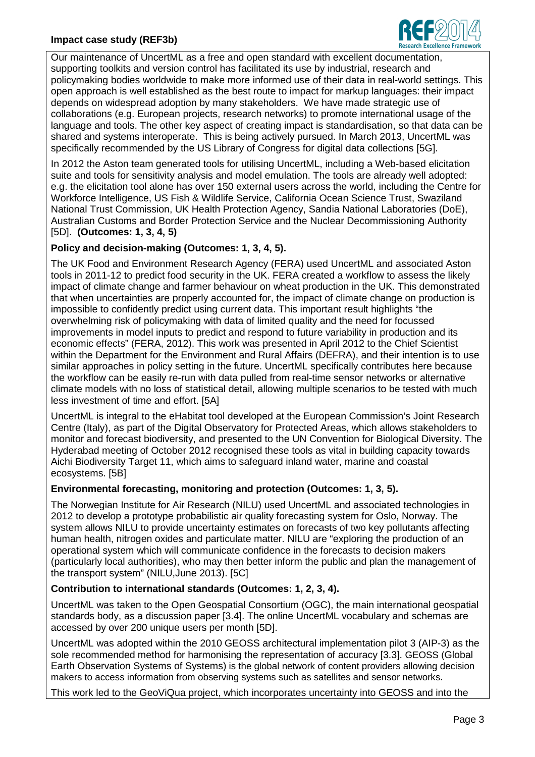Our maintenance of UncertML as a free and open standard with excellent documentation, supporting toolkits and version control has facilitated its use by industrial, research and policymaking bodies worldwide to make more informed use of their data in real-world settings. This open approach is well established as the best route to impact for markup languages: their impact depends on widespread adoption by many stakeholders. We have made strategic use of collaborations (e.g. European projects, research networks) to promote international usage of the language and tools. The other key aspect of creating impact is standardisation, so that data can be shared and systems interoperate. This is being actively pursued. In March 2013, UncertML was specifically recommended by the US Library of Congress for digital data collections [5G].

In 2012 the Aston team generated tools for utilising UncertML, including a Web-based elicitation suite and tools for sensitivity analysis and model emulation. The tools are already well adopted: e.g. the elicitation tool alone has over 150 external users across the world, including the Centre for Workforce Intelligence, US Fish & Wildlife Service, California Ocean Science Trust, Swaziland National Trust Commission, UK Health Protection Agency, Sandia National Laboratories (DoE), Australian Customs and Border Protection Service and the Nuclear Decommissioning Authority [5D]. **(Outcomes: 1, 3, 4, 5)**

**Policy and decision-making (Outcomes: 1, 3, 4, 5).**

The UK Food and Environment Research Agency (FERA) used UncertML and associated Aston tools in 2011-12 to predict food security in the UK. FERA created a workflow to assess the likely impact of climate change and farmer behaviour on wheat production in the UK. This demonstrated that when uncertainties are properly accounted for, the impact of climate change on production is impossible to confidently predict using current data. This important result highlights "the overwhelming risk of policymaking with data of limited quality and the need for focussed improvements in model inputs to predict and respond to future variability in production and its economic effects" (FERA, 2012). This work was presented in April 2012 to the Chief Scientist within the Department for the Environment and Rural Affairs (DEFRA), and their intention is to use similar approaches in policy setting in the future. UncertML specifically contributes here because the workflow can be easily re-run with data pulled from real-time sensor networks or alternative climate models with no loss of statistical detail, allowing multiple scenarios to be tested with much less investment of time and effort. [5A]

UncertML is integral to the eHabitat tool developed at the European Commission's Joint Research Centre (Italy), as part of the Digital Observatory for Protected Areas, which allows stakeholders to monitor and forecast biodiversity, and presented to the UN Convention for Biological Diversity. The Hyderabad meeting of October 2012 recognised these tools as vital in building capacity towards Aichi Biodiversity Target 11, which aims to safeguard inland water, marine and coastal ecosystems. [5B]

**Environmental forecasting, monitoring and protection (Outcomes: 1, 3, 5).**

The Norwegian Institute for Air Research (NILU) used UncertML and associated technologies in 2012 to develop a prototype probabilistic air quality forecasting system for Oslo, Norway. The system allows NILU to provide uncertainty estimates on forecasts of two key pollutants affecting human health, nitrogen oxides and particulate matter. NILU are "exploring the production of an operational system which will communicate confidence in the forecasts to decision makers (particularly local authorities), who may then better inform the public and plan the management of the transport system" (NILU,June 2013). [5C]

**Contribution to international standards (Outcomes: 1, 2, 3, 4).**

UncertML was taken to the Open Geospatial Consortium (OGC), the main international geospatial standards body, as a discussion paper [3.4]. The online UncertML vocabulary and schemas are accessed by over 200 unique users per month [5D].

UncertML was adopted within the 2010 GEOSS architectural implementation pilot 3 (AIP-3) as the sole recommended method for harmonising the representation of accuracy [3.3]. GEOSS (Global Earth Observation Systems of Systems) is the global network of content providers allowing decision makers to access information from observing systems such as satellites and sensor networks.

This work led to the GeoViQua project, which incorporates uncertainty into GEOSS and into the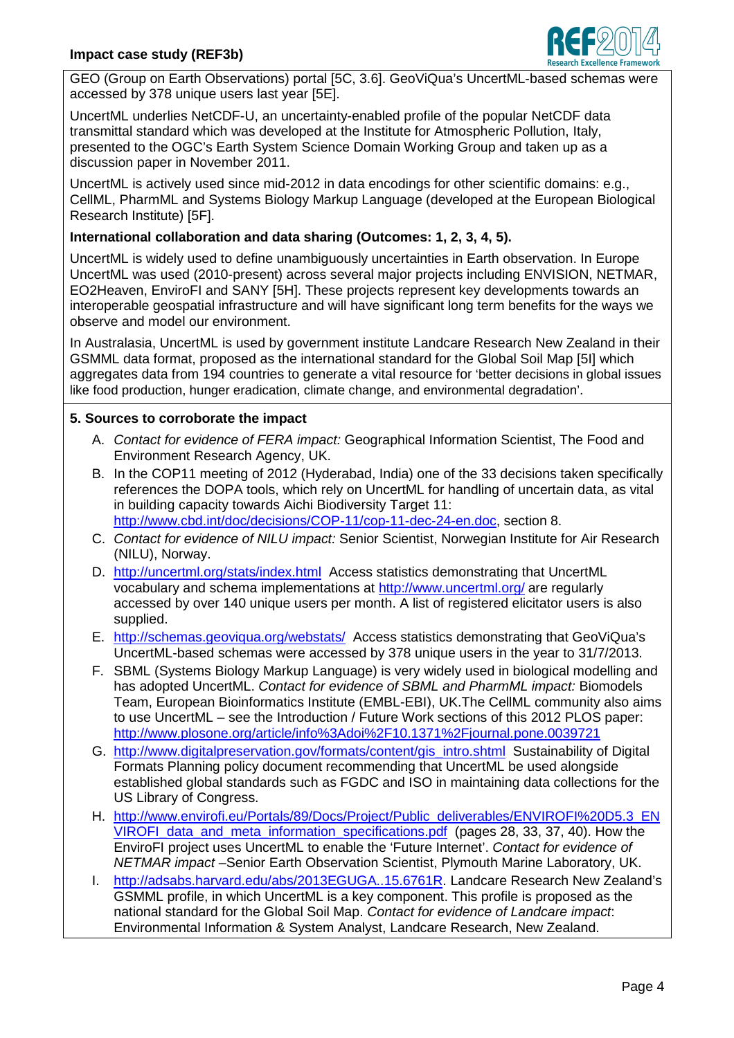GEO (Group on Earth Observations) portal [5C, 3.6]. GeoViQua's UncertML-based schemas were accessed by 378 unique users last year [5E].

UncertML underlies NetCDF-U, an uncertainty-enabled profile of the popular NetCDF data transmittal standard which was developed at the Institute for Atmospheric Pollution, Italy, presented to the OGC's Earth System Science Domain Working Group and taken up as a discussion paper in November 2011.

UncertML is actively used since mid-2012 in data encodings for other scientific domains: e.g., CellML, PharmML and Systems Biology Markup Language (developed at the European Biological Research Institute) [5F].

**International collaboration and data sharing (Outcomes: 1, 2, 3, 4, 5).**

UncertML is widely used to define unambiguously uncertainties in Earth observation. In Europe UncertML was used (2010-present) across several major projects including ENVISION, NETMAR, EO2Heaven, EnviroFI and SANY [5H]. These projects represent key developments towards an interoperable geospatial infrastructure and will have significant long term benefits for the ways we observe and model our environment.

In Australasia, UncertML is used by government institute Landcare Research New Zealand in their GSMML data format, proposed as the international standard for the Global Soil Map [5I] which aggregates data from 194 countries to generate a vital resource for 'better decisions in global issues like food production, hunger eradication, climate change, and environmental degradation'.

## 5. Sources to corroborate the impact

A. *Contact for evidence of FERA impact:* Geographical Information Scientist, The Food and Environment Research Agency, UK.

B. In the COP11 meeting of 2012 (Hyderabad, India) one of the 33 decisions taken specifically references the DOPA tools, which rely on UncertML for handling of uncertain data, as vital in building capacity towards Aichi Biodiversity Target 11: http://www.cbd.int/doc/decisions/COP-11/cop-11-dec-24-en.doc, section 8.

C. *Contact for evidence of NILU impact:* Senior Scientist, Norwegian Institute for Air Research (NILU), Norway.

D. http://uncertml.org/stats/index.html Access statistics demonstrating that UncertML vocabulary and schema implementations at http://www.uncertml.org/ are regularly accessed by over 140 unique users per month. A list of registered elicitator users is also supplied.

E. http://schemas.geoviqua.org/webstats/ Access statistics demonstrating that GeoViQua's UncertML-based schemas were accessed by 378 unique users in the year to 31/7/2013.

F. SBML (Systems Biology Markup Language) is very widely used in biological modelling and has adopted UncertML. *Contact for evidence of SBML and PharmML impact:* Biomodels Team, European Bioinformatics Institute (EMBL-EBI), UK.The CellML community also aims to use UncertML – see the Introduction / Future Work sections of this 2012 PLOS paper: http://www.plosone.org/article/info%3Adoi%2F10.1371%2Fjournal.pone.0039721

G. http://www.digitalpreservation.gov/formats/content/gis_intro.shtml Sustainability of Digital Formats Planning policy document recommending that UncertML be used alongside established global standards such as FGDC and ISO in maintaining data collections for the US Library of Congress.

H. http://www.envirofi.eu/Portals/89/Docs/Project/Public_deliverables/ENVIROFI%20D5.3_ENVIROFI_data_and_meta_information_specifications.pdf (pages 28, 33, 37, 40). How the EnviroFI project uses UncertML to enable the 'Future Internet'. *Contact for evidence of NETMAR impact* –Senior Earth Observation Scientist, Plymouth Marine Laboratory, UK.

I. http://adsabs.harvard.edu/abs/2013EGUGA..15.6761R. Landcare Research New Zealand's GSMML profile, in which UncertML is a key component. This profile is proposed as the national standard for the Global Soil Map. *Contact for evidence of Landcare impact*: Environmental Information & System Analyst, Landcare Research, New Zealand.